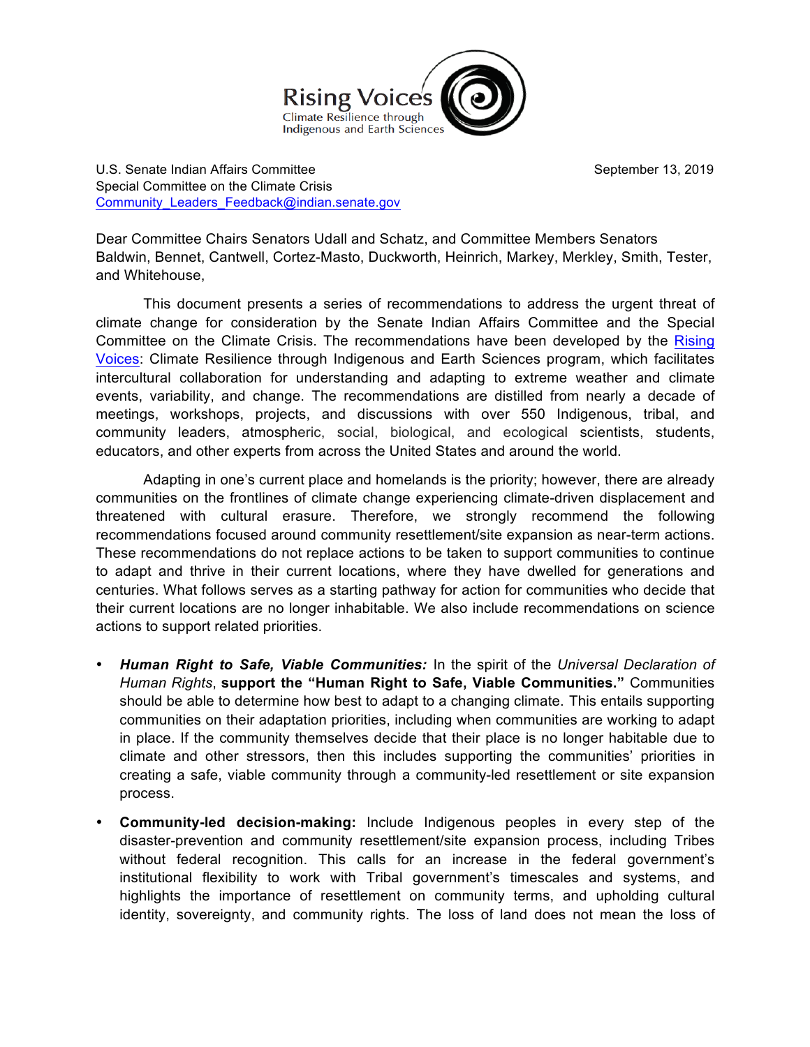Rising Voices
Climate Resilience through
Indigenous and Earth Sciences

U.S. Senate Indian Affairs Committee
Special Committee on the Climate Crisis
[Community_Leaders_Feedback@indian.senate.gov](mailto:Community_Leaders_Feedback@indian.senate.gov)

September 13, 2019

Dear Committee Chairs Senators Udall and Schatz, and Committee Members Senators Baldwin, Bennet, Cantwell, Cortez-Masto, Duckworth, Heinrich, Markey, Merkley, Smith, Tester, and Whitehouse,

This document presents a series of recommendations to address the urgent threat of climate change for consideration by the Senate Indian Affairs Committee and the Special Committee on the Climate Crisis. The recommendations have been developed by the Rising Voices: Climate Resilience through Indigenous and Earth Sciences program, which facilitates intercultural collaboration for understanding and adapting to extreme weather and climate events, variability, and change. The recommendations are distilled from nearly a decade of meetings, workshops, projects, and discussions with over 550 Indigenous, tribal, and community leaders, atmospheric, social, biological, and ecological scientists, students, educators, and other experts from across the United States and around the world.

Adapting in one's current place and homelands is the priority; however, there are already communities on the frontlines of climate change experiencing climate-driven displacement and threatened with cultural erasure. Therefore, we strongly recommend the following recommendations focused around community resettlement/site expansion as near-term actions. These recommendations do not replace actions to be taken to support communities to continue to adapt and thrive in their current locations, where they have dwelled for generations and centuries. What follows serves as a starting pathway for action for communities who decide that their current locations are no longer inhabitable. We also include recommendations on science actions to support related priorities.

- ***Human Right to Safe, Viable Communities:*** In the spirit of the *Universal Declaration of Human Rights*, **support the "Human Right to Safe, Viable Communities."** Communities should be able to determine how best to adapt to a changing climate. This entails supporting communities on their adaptation priorities, including when communities are working to adapt in place. If the community themselves decide that their place is no longer habitable due to climate and other stressors, then this includes supporting the communities' priorities in creating a safe, viable community through a community-led resettlement or site expansion process.
- **Community-led decision-making:** Include Indigenous peoples in every step of the disaster-prevention and community resettlement/site expansion process, including Tribes without federal recognition. This calls for an increase in the federal government's institutional flexibility to work with Tribal government's timescales and systems, and highlights the importance of resettlement on community terms, and upholding cultural identity, sovereignty, and community rights. The loss of land does not mean the loss of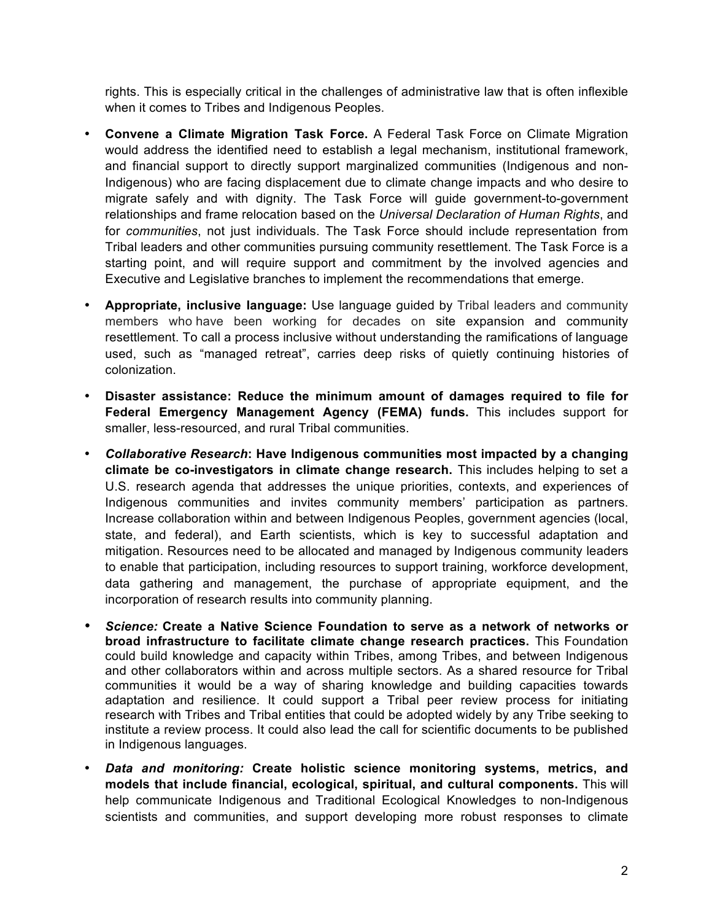rights. This is especially critical in the challenges of administrative law that is often inflexible when it comes to Tribes and Indigenous Peoples.

- **Convene a Climate Migration Task Force.** A Federal Task Force on Climate Migration would address the identified need to establish a legal mechanism, institutional framework, and financial support to directly support marginalized communities (Indigenous and non-Indigenous) who are facing displacement due to climate change impacts and who desire to migrate safely and with dignity. The Task Force will guide government-to-government relationships and frame relocation based on the *Universal Declaration of Human Rights*, and for *communities*, not just individuals. The Task Force should include representation from Tribal leaders and other communities pursuing community resettlement. The Task Force is a starting point, and will require support and commitment by the involved agencies and Executive and Legislative branches to implement the recommendations that emerge.

- **Appropriate, inclusive language:** Use language guided by Tribal leaders and community members who have been working for decades on site expansion and community resettlement. To call a process inclusive without understanding the ramifications of language used, such as "managed retreat", carries deep risks of quietly continuing histories of colonization.

- **Disaster assistance: Reduce the minimum amount of damages required to file for Federal Emergency Management Agency (FEMA) funds.** This includes support for smaller, less-resourced, and rural Tribal communities.

- ***Collaborative Research*: Have Indigenous communities most impacted by a changing climate be co-investigators in climate change research.** This includes helping to set a U.S. research agenda that addresses the unique priorities, contexts, and experiences of Indigenous communities and invites community members' participation as partners. Increase collaboration within and between Indigenous Peoples, government agencies (local, state, and federal), and Earth scientists, which is key to successful adaptation and mitigation. Resources need to be allocated and managed by Indigenous community leaders to enable that participation, including resources to support training, workforce development, data gathering and management, the purchase of appropriate equipment, and the incorporation of research results into community planning.

- ***Science:* Create a Native Science Foundation to serve as a network of networks or broad infrastructure to facilitate climate change research practices.** This Foundation could build knowledge and capacity within Tribes, among Tribes, and between Indigenous and other collaborators within and across multiple sectors. As a shared resource for Tribal communities it would be a way of sharing knowledge and building capacities towards adaptation and resilience. It could support a Tribal peer review process for initiating research with Tribes and Tribal entities that could be adopted widely by any Tribe seeking to institute a review process. It could also lead the call for scientific documents to be published in Indigenous languages.

- ***Data and monitoring:* Create holistic science monitoring systems, metrics, and models that include financial, ecological, spiritual, and cultural components.** This will help communicate Indigenous and Traditional Ecological Knowledges to non-Indigenous scientists and communities, and support developing more robust responses to climate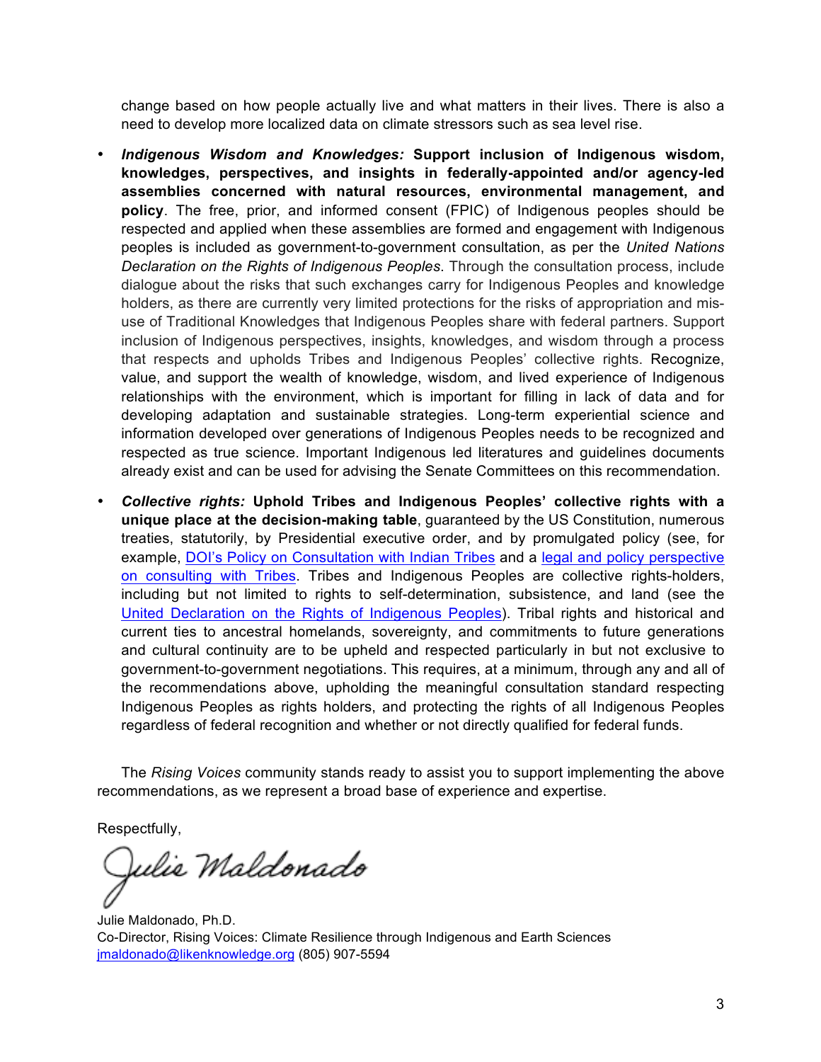change based on how people actually live and what matters in their lives. There is also a need to develop more localized data on climate stressors such as sea level rise.

- *Indigenous Wisdom and Knowledges:* **Support inclusion of Indigenous wisdom, knowledges, perspectives, and insights in federally-appointed and/or agency-led assemblies concerned with natural resources, environmental management, and policy**. The free, prior, and informed consent (FPIC) of Indigenous peoples should be respected and applied when these assemblies are formed and engagement with Indigenous peoples is included as government-to-government consultation, as per the *United Nations Declaration on the Rights of Indigenous Peoples*. Through the consultation process, include dialogue about the risks that such exchanges carry for Indigenous Peoples and knowledge holders, as there are currently very limited protections for the risks of appropriation and mis-use of Traditional Knowledges that Indigenous Peoples share with federal partners. Support inclusion of Indigenous perspectives, insights, knowledges, and wisdom through a process that respects and upholds Tribes and Indigenous Peoples' collective rights. Recognize, value, and support the wealth of knowledge, wisdom, and lived experience of Indigenous relationships with the environment, which is important for filling in lack of data and for developing adaptation and sustainable strategies. Long-term experiential science and information developed over generations of Indigenous Peoples needs to be recognized and respected as true science. Important Indigenous led literatures and guidelines documents already exist and can be used for advising the Senate Committees on this recommendation.
- *Collective rights:* **Uphold Tribes and Indigenous Peoples' collective rights with a unique place at the decision-making table**, guaranteed by the US Constitution, numerous treaties, statutorily, by Presidential executive order, and by promulgated policy (see, for example, DOI's Policy on Consultation with Indian Tribes and a legal and policy perspective on consulting with Tribes). Tribes and Indigenous Peoples are collective rights-holders, including but not limited to rights to self-determination, subsistence, and land (see the United Declaration on the Rights of Indigenous Peoples). Tribal rights and historical and current ties to ancestral homelands, sovereignty, and commitments to future generations and cultural continuity are to be upheld and respected particularly in but not exclusive to government-to-government negotiations. This requires, at a minimum, through any and all of the recommendations above, upholding the meaningful consultation standard respecting Indigenous Peoples as rights holders, and protecting the rights of all Indigenous Peoples regardless of federal recognition and whether or not directly qualified for federal funds.

The *Rising Voices* community stands ready to assist you to support implementing the above recommendations, as we represent a broad base of experience and expertise.

Respectfully,

Julie Maldonado

Julie Maldonado, Ph.D.
Co-Director, Rising Voices: Climate Resilience through Indigenous and Earth Sciences
jmaldonado@likenknowledge.org (805) 907-5594